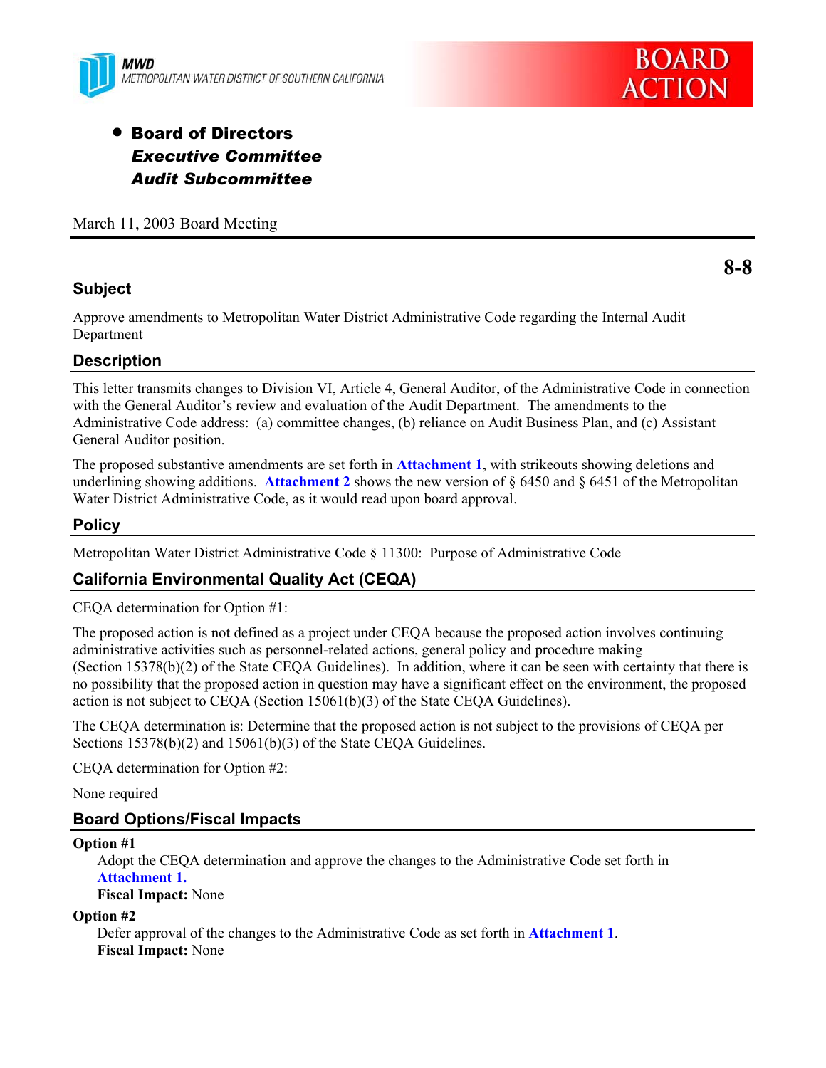MWD
METROPOLITAN WATER DISTRICT OF SOUTHERN CALIFORNIA

BOARD ACTION

- **Board of Directors**
  ***Executive Committee***
  ***Audit Subcommittee***

March 11, 2003 Board Meeting

**8-8**

## Subject

Approve amendments to Metropolitan Water District Administrative Code regarding the Internal Audit Department

## Description

This letter transmits changes to Division VI, Article 4, General Auditor, of the Administrative Code in connection with the General Auditor's review and evaluation of the Audit Department. The amendments to the Administrative Code address: (a) committee changes, (b) reliance on Audit Business Plan, and (c) Assistant General Auditor position.

The proposed substantive amendments are set forth in **Attachment 1**, with strikeouts showing deletions and underlining showing additions. **Attachment 2** shows the new version of § 6450 and § 6451 of the Metropolitan Water District Administrative Code, as it would read upon board approval.

## Policy

Metropolitan Water District Administrative Code § 11300: Purpose of Administrative Code

## California Environmental Quality Act (CEQA)

CEQA determination for Option #1:

The proposed action is not defined as a project under CEQA because the proposed action involves continuing administrative activities such as personnel-related actions, general policy and procedure making (Section 15378(b)(2) of the State CEQA Guidelines). In addition, where it can be seen with certainty that there is no possibility that the proposed action in question may have a significant effect on the environment, the proposed action is not subject to CEQA (Section 15061(b)(3) of the State CEQA Guidelines).

The CEQA determination is: Determine that the proposed action is not subject to the provisions of CEQA per Sections 15378(b)(2) and 15061(b)(3) of the State CEQA Guidelines.

CEQA determination for Option #2:

None required

## Board Options/Fiscal Impacts

**Option #1**

Adopt the CEQA determination and approve the changes to the Administrative Code set forth in **Attachment 1.**
**Fiscal Impact:** None

**Option #2**

Defer approval of the changes to the Administrative Code as set forth in **Attachment 1**.
**Fiscal Impact:** None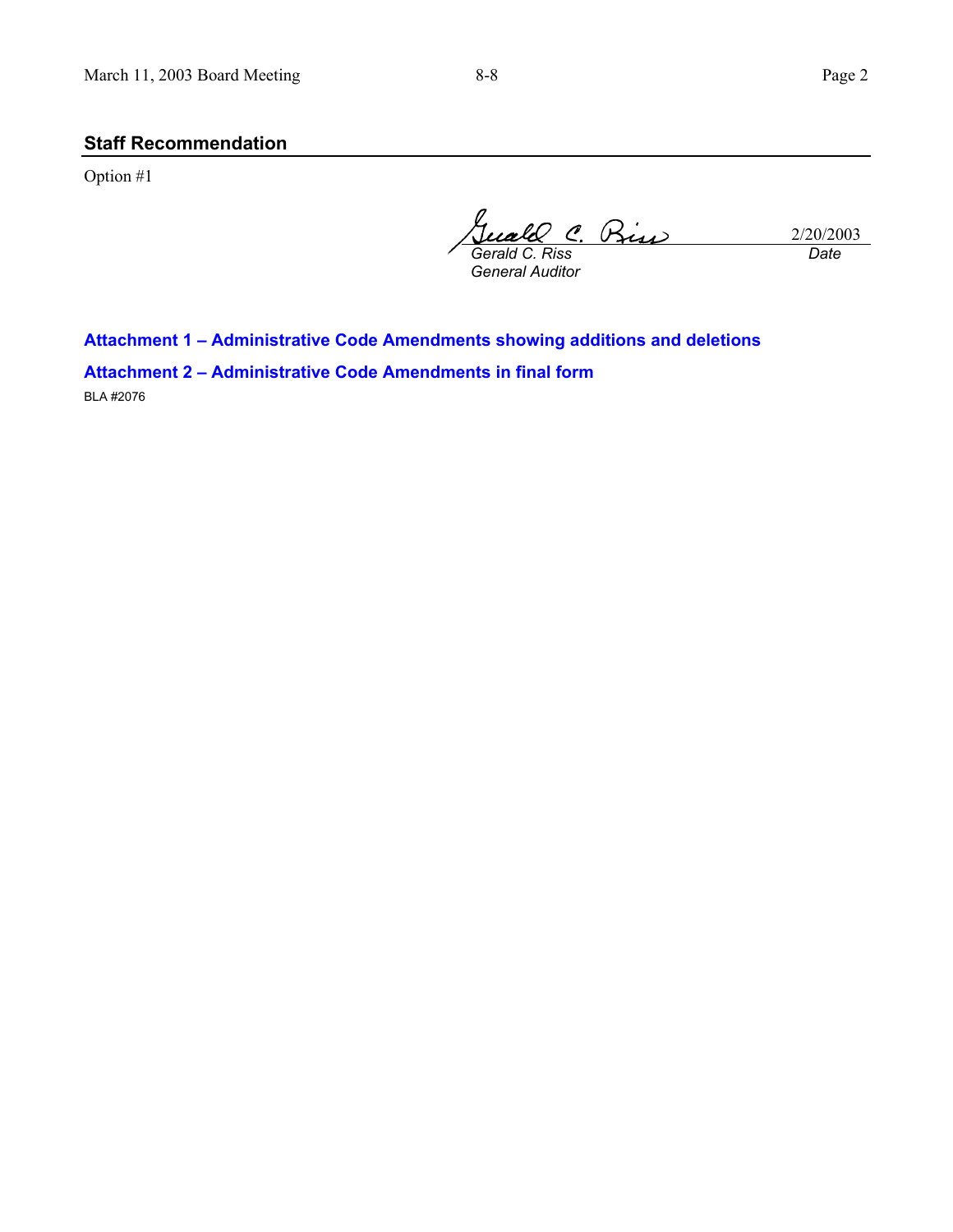## Staff Recommendation

Option #1

Gerald C. Riss — 2/20/2003

*Gerald C. Riss* — *Date*

*General Auditor*

**Attachment 1 – Administrative Code Amendments showing additions and deletions**

**Attachment 2 – Administrative Code Amendments in final form**

BLA #2076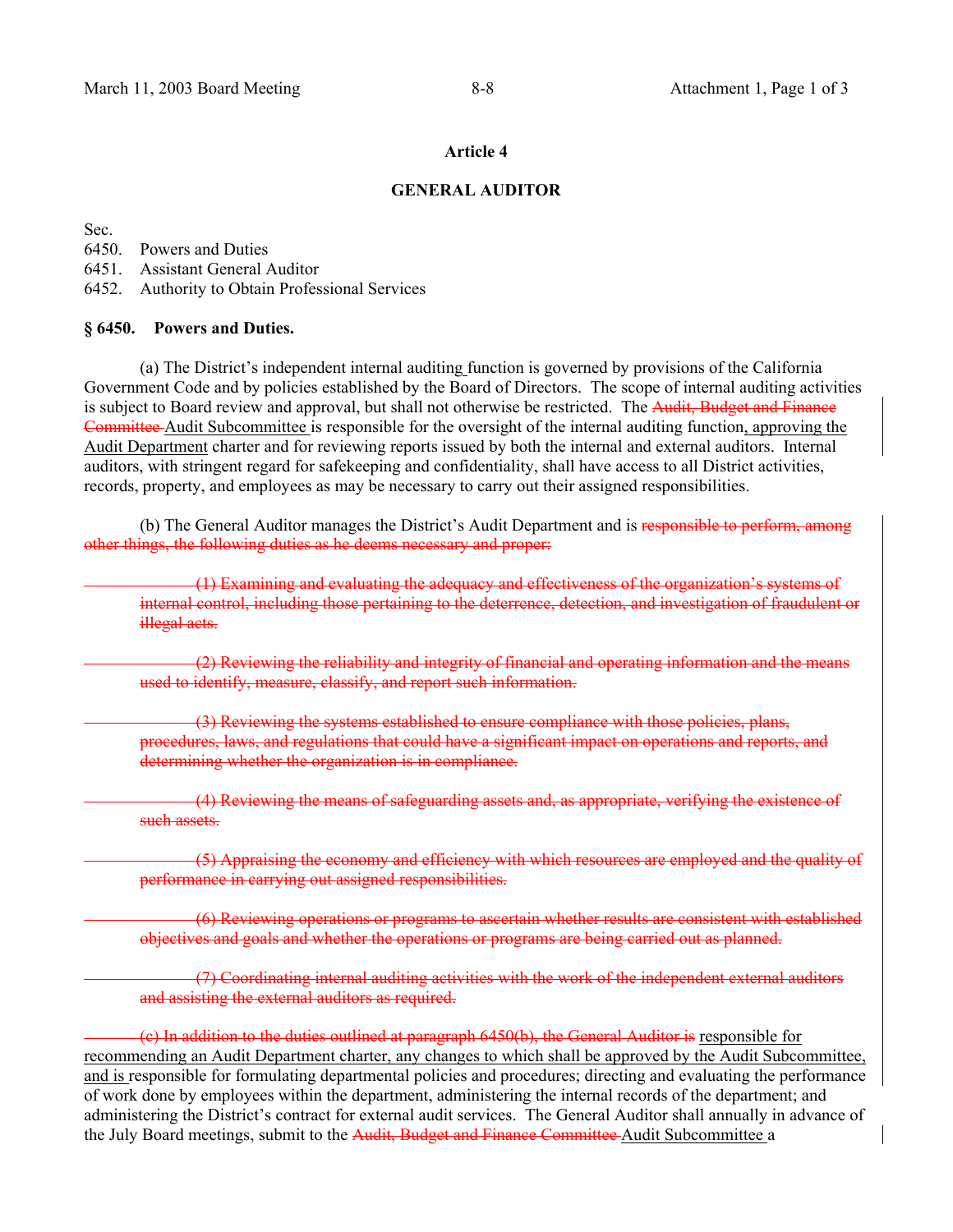## Article 4

## GENERAL AUDITOR

Sec.
6450. Powers and Duties
6451. Assistant General Auditor
6452. Authority to Obtain Professional Services

### § 6450. Powers and Duties.

(a) The District's independent internal auditing function is governed by provisions of the California Government Code and by policies established by the Board of Directors. The scope of internal auditing activities is subject to Board review and approval, but shall not otherwise be restricted. The ~~Audit, Budget and Finance Committee~~ Audit Subcommittee is responsible for the oversight of the internal auditing function, approving the Audit Department charter and for reviewing reports issued by both the internal and external auditors. Internal auditors, with stringent regard for safekeeping and confidentiality, shall have access to all District activities, records, property, and employees as may be necessary to carry out their assigned responsibilities.

(b) The General Auditor manages the District's Audit Department and is ~~responsible to perform, among other things, the following duties as he deems necessary and proper:~~

~~(1) Examining and evaluating the adequacy and effectiveness of the organization's systems of internal control, including those pertaining to the deterrence, detection, and investigation of fraudulent or illegal acts.~~

~~(2) Reviewing the reliability and integrity of financial and operating information and the means used to identify, measure, classify, and report such information.~~

~~(3) Reviewing the systems established to ensure compliance with those policies, plans, procedures, laws, and regulations that could have a significant impact on operations and reports, and determining whether the organization is in compliance.~~

~~(4) Reviewing the means of safeguarding assets and, as appropriate, verifying the existence of such assets.~~

~~(5) Appraising the economy and efficiency with which resources are employed and the quality of performance in carrying out assigned responsibilities.~~

~~(6) Reviewing operations or programs to ascertain whether results are consistent with established objectives and goals and whether the operations or programs are being carried out as planned.~~

~~(7) Coordinating internal auditing activities with the work of the independent external auditors and assisting the external auditors as required.~~

~~(c) In addition to the duties outlined at paragraph 6450(b), the General Auditor is~~ responsible for recommending an Audit Department charter, any changes to which shall be approved by the Audit Subcommittee, and is responsible for formulating departmental policies and procedures; directing and evaluating the performance of work done by employees within the department, administering the internal records of the department; and administering the District's contract for external audit services. The General Auditor shall annually in advance of the July Board meetings, submit to the ~~Audit, Budget and Finance Committee~~ Audit Subcommittee a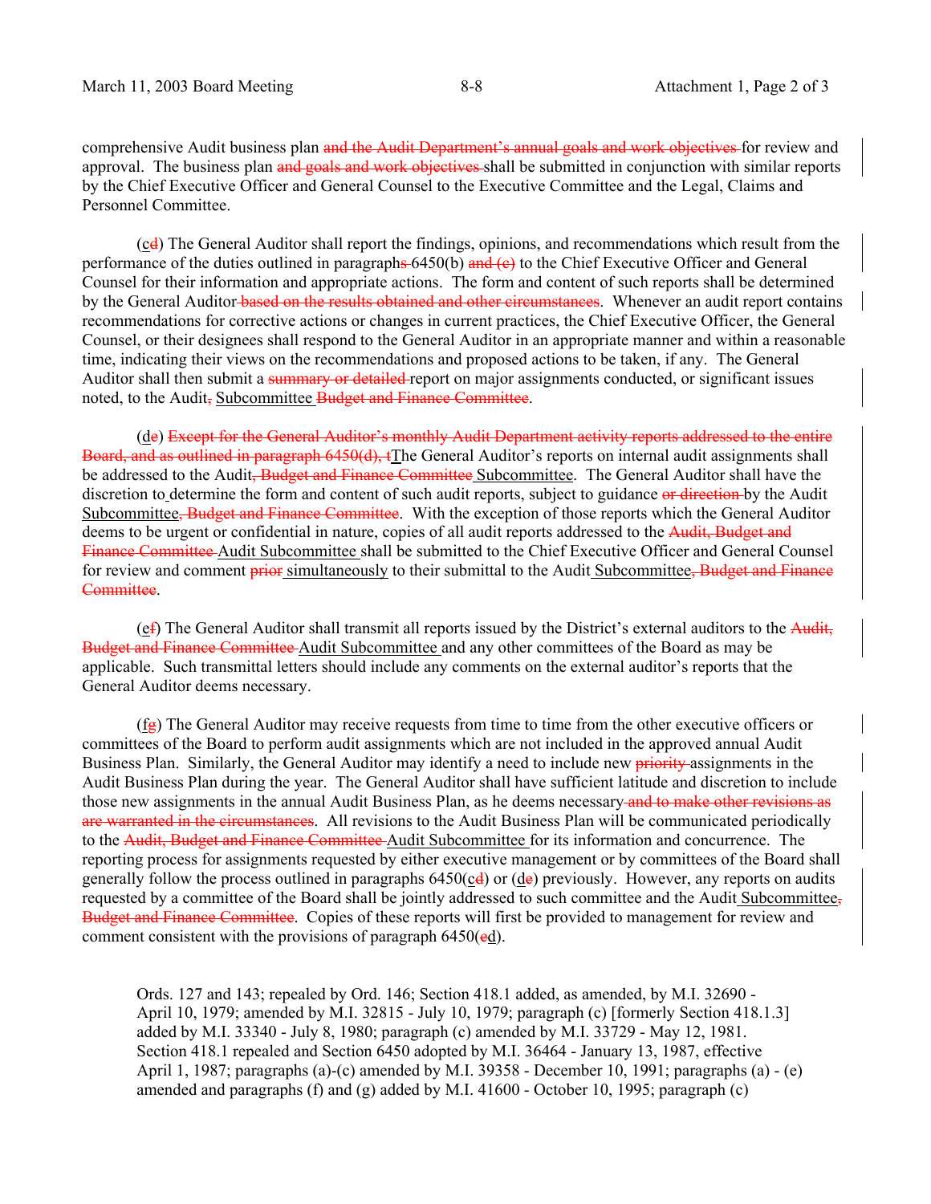comprehensive Audit business plan ~~and the Audit Department's annual goals and work objectives~~ for review and approval. The business plan ~~and goals and work objectives~~ shall be submitted in conjunction with similar reports by the Chief Executive Officer and General Counsel to the Executive Committee and the Legal, Claims and Personnel Committee.

(c~~d~~) The General Auditor shall report the findings, opinions, and recommendations which result from the performance of the duties outlined in paragraph~~s~~ 6450(b) ~~and (c)~~ to the Chief Executive Officer and General Counsel for their information and appropriate actions. The form and content of such reports shall be determined by the General Auditor ~~based on the results obtained and other circumstances~~. Whenever an audit report contains recommendations for corrective actions or changes in current practices, the Chief Executive Officer, the General Counsel, or their designees shall respond to the General Auditor in an appropriate manner and within a reasonable time, indicating their views on the recommendations and proposed actions to be taken, if any. The General Auditor shall then submit a ~~summary or detailed~~ report on major assignments conducted, or significant issues noted, to the Audit~~,~~ Subcommittee ~~Budget and Finance Committee~~.

(d~~e~~) ~~Except for the General Auditor's monthly Audit Department activity reports addressed to the entire Board, and as outlined in paragraph 6450(d), t~~The General Auditor's reports on internal audit assignments shall be addressed to the Audit~~, Budget and Finance Committee~~ Subcommittee. The General Auditor shall have the discretion to determine the form and content of such audit reports, subject to guidance ~~or direction~~ by the Audit Subcommittee~~, Budget and Finance Committee~~. With the exception of those reports which the General Auditor deems to be urgent or confidential in nature, copies of all audit reports addressed to the ~~Audit, Budget and Finance Committee~~ Audit Subcommittee shall be submitted to the Chief Executive Officer and General Counsel for review and comment ~~prior~~ simultaneously to their submittal to the Audit Subcommittee~~, Budget and Finance Committee~~.

(e~~f~~) The General Auditor shall transmit all reports issued by the District's external auditors to the ~~Audit, Budget and Finance Committee~~ Audit Subcommittee and any other committees of the Board as may be applicable. Such transmittal letters should include any comments on the external auditor's reports that the General Auditor deems necessary.

(f~~g~~) The General Auditor may receive requests from time to time from the other executive officers or committees of the Board to perform audit assignments which are not included in the approved annual Audit Business Plan. Similarly, the General Auditor may identify a need to include new ~~priority~~ assignments in the Audit Business Plan during the year. The General Auditor shall have sufficient latitude and discretion to include those new assignments in the annual Audit Business Plan, as he deems necessary ~~and to make other revisions as are warranted in the circumstances~~. All revisions to the Audit Business Plan will be communicated periodically to the ~~Audit, Budget and Finance Committee~~ Audit Subcommittee for its information and concurrence. The reporting process for assignments requested by either executive management or by committees of the Board shall generally follow the process outlined in paragraphs 6450(c~~d~~) or (d~~e~~) previously. However, any reports on audits requested by a committee of the Board shall be jointly addressed to such committee and the Audit Subcommittee~~, Budget and Finance Committee~~. Copies of these reports will first be provided to management for review and comment consistent with the provisions of paragraph 6450(~~e~~d).

Ords. 127 and 143; repealed by Ord. 146; Section 418.1 added, as amended, by M.I. 32690 - April 10, 1979; amended by M.I. 32815 - July 10, 1979; paragraph (c) [formerly Section 418.1.3] added by M.I. 33340 - July 8, 1980; paragraph (c) amended by M.I. 33729 - May 12, 1981. Section 418.1 repealed and Section 6450 adopted by M.I. 36464 - January 13, 1987, effective April 1, 1987; paragraphs (a)-(c) amended by M.I. 39358 - December 10, 1991; paragraphs (a) - (e) amended and paragraphs (f) and (g) added by M.I. 41600 - October 10, 1995; paragraph (c)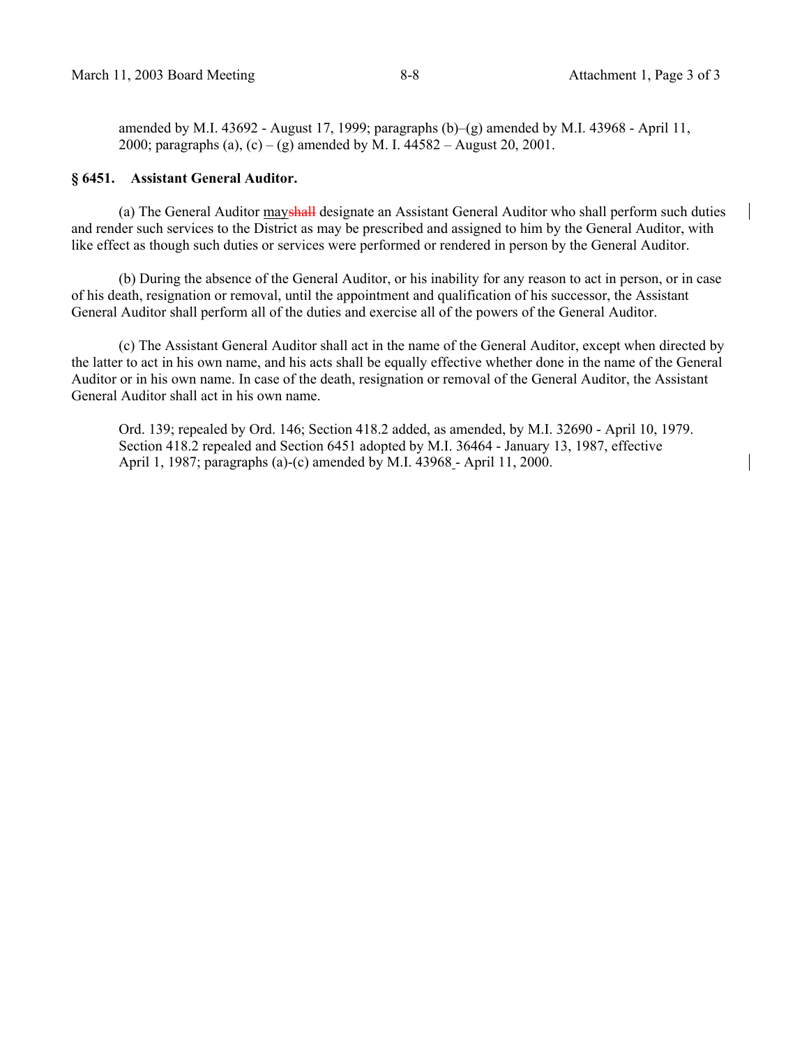amended by M.I. 43692 - August 17, 1999; paragraphs (b)–(g) amended by M.I. 43968 - April 11, 2000; paragraphs (a), (c) – (g) amended by M. I. 44582 – August 20, 2001.

### § 6451. Assistant General Auditor.

(a) The General Auditor <u>may</u>~~shall~~ designate an Assistant General Auditor who shall perform such duties and render such services to the District as may be prescribed and assigned to him by the General Auditor, with like effect as though such duties or services were performed or rendered in person by the General Auditor.

(b) During the absence of the General Auditor, or his inability for any reason to act in person, or in case of his death, resignation or removal, until the appointment and qualification of his successor, the Assistant General Auditor shall perform all of the duties and exercise all of the powers of the General Auditor.

(c) The Assistant General Auditor shall act in the name of the General Auditor, except when directed by the latter to act in his own name, and his acts shall be equally effective whether done in the name of the General Auditor or in his own name. In case of the death, resignation or removal of the General Auditor, the Assistant General Auditor shall act in his own name.

Ord. 139; repealed by Ord. 146; Section 418.2 added, as amended, by M.I. 32690 - April 10, 1979. Section 418.2 repealed and Section 6451 adopted by M.I. 36464 - January 13, 1987, effective April 1, 1987; paragraphs (a)-(c) amended by M.I. 43968 - April 11, 2000.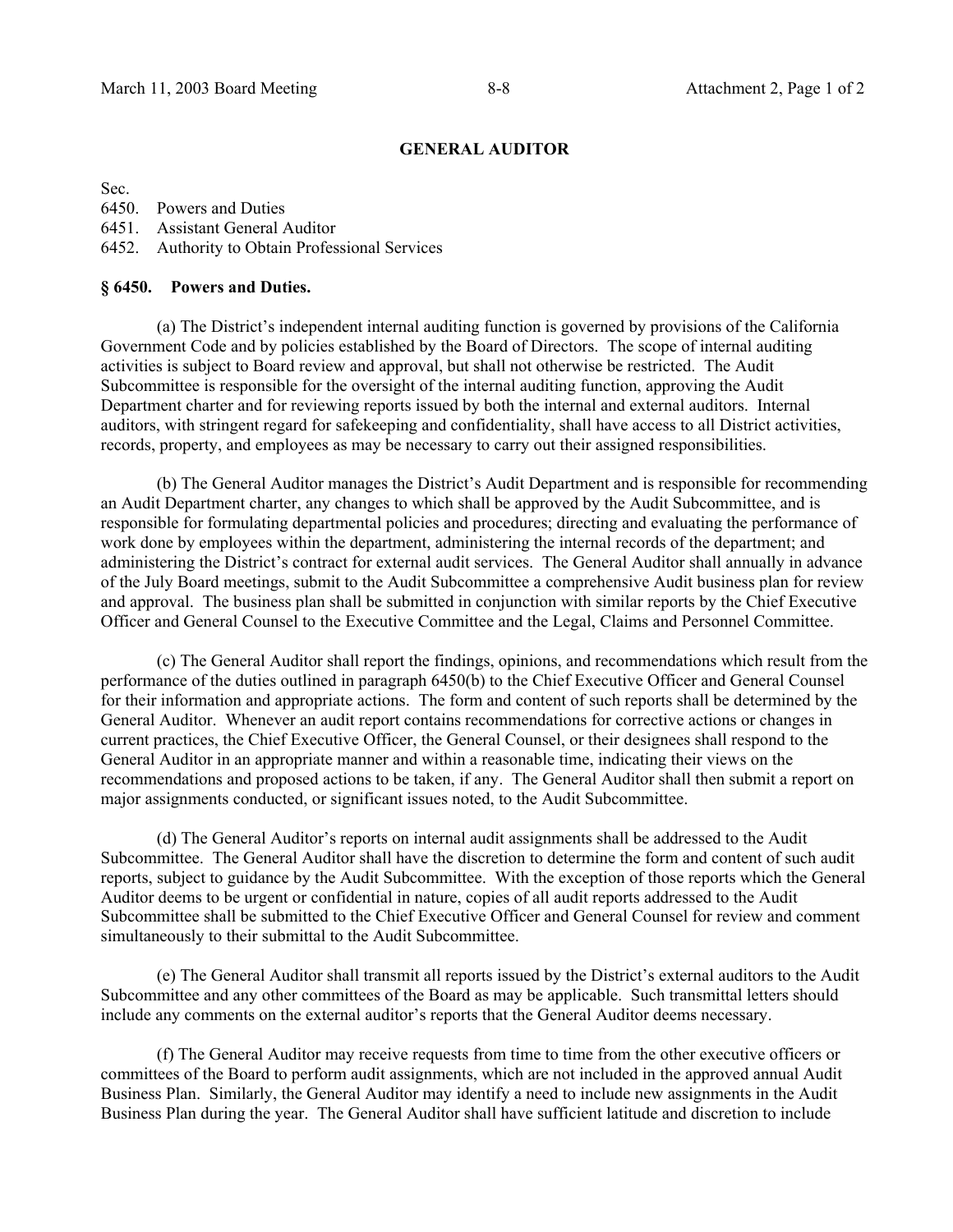## GENERAL AUDITOR

Sec.
6450. Powers and Duties
6451. Assistant General Auditor
6452. Authority to Obtain Professional Services

### § 6450. Powers and Duties.

(a) The District's independent internal auditing function is governed by provisions of the California Government Code and by policies established by the Board of Directors. The scope of internal auditing activities is subject to Board review and approval, but shall not otherwise be restricted. The Audit Subcommittee is responsible for the oversight of the internal auditing function, approving the Audit Department charter and for reviewing reports issued by both the internal and external auditors. Internal auditors, with stringent regard for safekeeping and confidentiality, shall have access to all District activities, records, property, and employees as may be necessary to carry out their assigned responsibilities.

(b) The General Auditor manages the District's Audit Department and is responsible for recommending an Audit Department charter, any changes to which shall be approved by the Audit Subcommittee, and is responsible for formulating departmental policies and procedures; directing and evaluating the performance of work done by employees within the department, administering the internal records of the department; and administering the District's contract for external audit services. The General Auditor shall annually in advance of the July Board meetings, submit to the Audit Subcommittee a comprehensive Audit business plan for review and approval. The business plan shall be submitted in conjunction with similar reports by the Chief Executive Officer and General Counsel to the Executive Committee and the Legal, Claims and Personnel Committee.

(c) The General Auditor shall report the findings, opinions, and recommendations which result from the performance of the duties outlined in paragraph 6450(b) to the Chief Executive Officer and General Counsel for their information and appropriate actions. The form and content of such reports shall be determined by the General Auditor. Whenever an audit report contains recommendations for corrective actions or changes in current practices, the Chief Executive Officer, the General Counsel, or their designees shall respond to the General Auditor in an appropriate manner and within a reasonable time, indicating their views on the recommendations and proposed actions to be taken, if any. The General Auditor shall then submit a report on major assignments conducted, or significant issues noted, to the Audit Subcommittee.

(d) The General Auditor's reports on internal audit assignments shall be addressed to the Audit Subcommittee. The General Auditor shall have the discretion to determine the form and content of such audit reports, subject to guidance by the Audit Subcommittee. With the exception of those reports which the General Auditor deems to be urgent or confidential in nature, copies of all audit reports addressed to the Audit Subcommittee shall be submitted to the Chief Executive Officer and General Counsel for review and comment simultaneously to their submittal to the Audit Subcommittee.

(e) The General Auditor shall transmit all reports issued by the District's external auditors to the Audit Subcommittee and any other committees of the Board as may be applicable. Such transmittal letters should include any comments on the external auditor's reports that the General Auditor deems necessary.

(f) The General Auditor may receive requests from time to time from the other executive officers or committees of the Board to perform audit assignments, which are not included in the approved annual Audit Business Plan. Similarly, the General Auditor may identify a need to include new assignments in the Audit Business Plan during the year. The General Auditor shall have sufficient latitude and discretion to include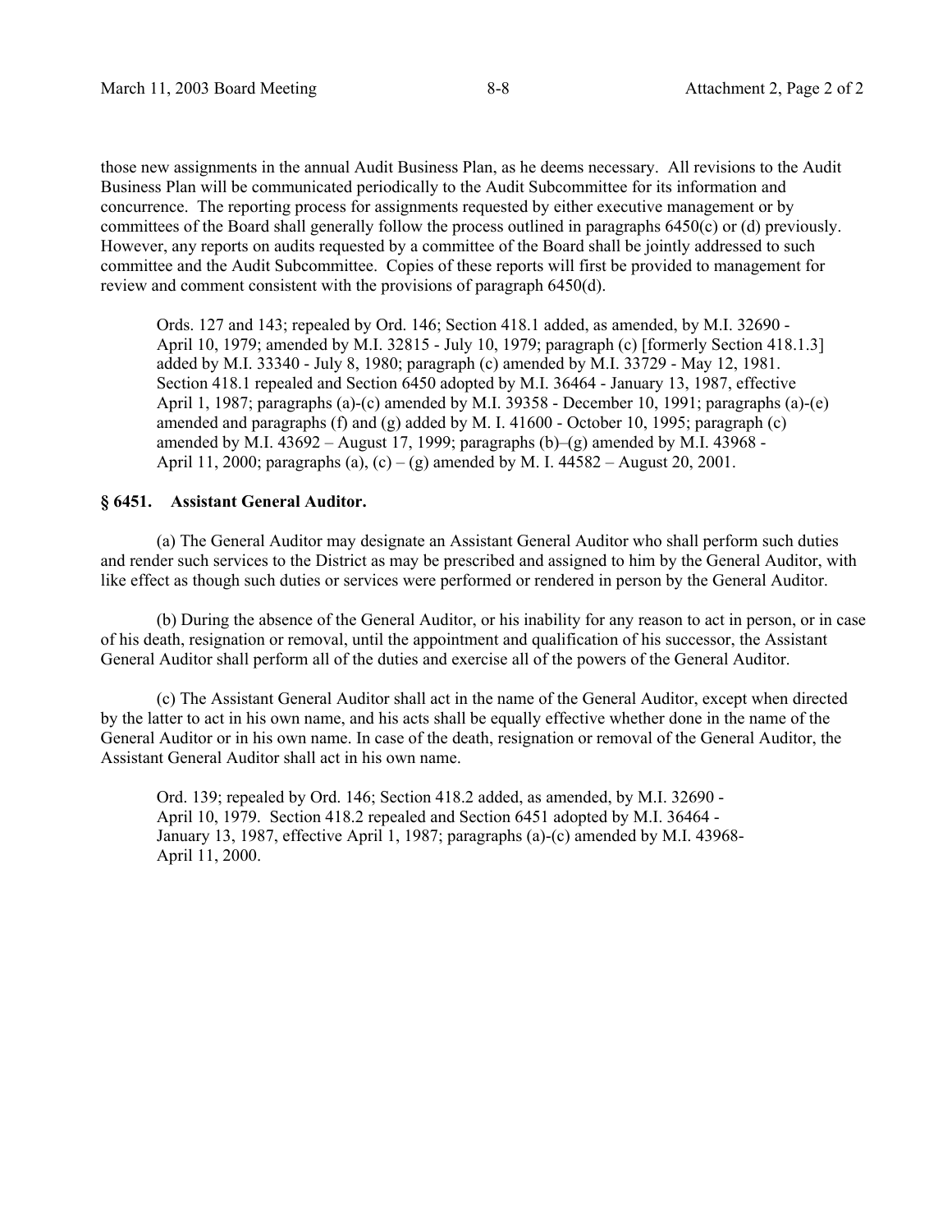those new assignments in the annual Audit Business Plan, as he deems necessary. All revisions to the Audit Business Plan will be communicated periodically to the Audit Subcommittee for its information and concurrence. The reporting process for assignments requested by either executive management or by committees of the Board shall generally follow the process outlined in paragraphs 6450(c) or (d) previously. However, any reports on audits requested by a committee of the Board shall be jointly addressed to such committee and the Audit Subcommittee. Copies of these reports will first be provided to management for review and comment consistent with the provisions of paragraph 6450(d).

> Ords. 127 and 143; repealed by Ord. 146; Section 418.1 added, as amended, by M.I. 32690 - April 10, 1979; amended by M.I. 32815 - July 10, 1979; paragraph (c) [formerly Section 418.1.3] added by M.I. 33340 - July 8, 1980; paragraph (c) amended by M.I. 33729 - May 12, 1981. Section 418.1 repealed and Section 6450 adopted by M.I. 36464 - January 13, 1987, effective April 1, 1987; paragraphs (a)-(c) amended by M.I. 39358 - December 10, 1991; paragraphs (a)-(e) amended and paragraphs (f) and (g) added by M. I. 41600 - October 10, 1995; paragraph (c) amended by M.I. 43692 – August 17, 1999; paragraphs (b)–(g) amended by M.I. 43968 - April 11, 2000; paragraphs (a), (c) – (g) amended by M. I. 44582 – August 20, 2001.

### § 6451. Assistant General Auditor.

(a) The General Auditor may designate an Assistant General Auditor who shall perform such duties and render such services to the District as may be prescribed and assigned to him by the General Auditor, with like effect as though such duties or services were performed or rendered in person by the General Auditor.

(b) During the absence of the General Auditor, or his inability for any reason to act in person, or in case of his death, resignation or removal, until the appointment and qualification of his successor, the Assistant General Auditor shall perform all of the duties and exercise all of the powers of the General Auditor.

(c) The Assistant General Auditor shall act in the name of the General Auditor, except when directed by the latter to act in his own name, and his acts shall be equally effective whether done in the name of the General Auditor or in his own name. In case of the death, resignation or removal of the General Auditor, the Assistant General Auditor shall act in his own name.

> Ord. 139; repealed by Ord. 146; Section 418.2 added, as amended, by M.I. 32690 - April 10, 1979. Section 418.2 repealed and Section 6451 adopted by M.I. 36464 - January 13, 1987, effective April 1, 1987; paragraphs (a)-(c) amended by M.I. 43968- April 11, 2000.